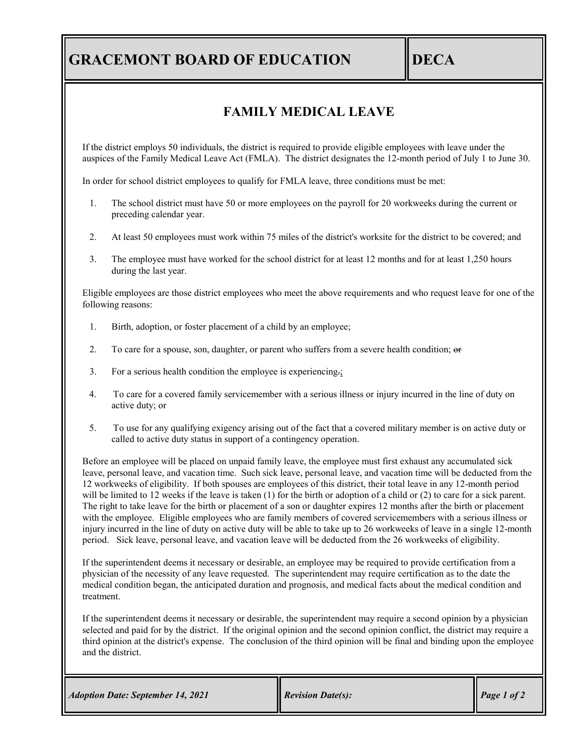# FAMILY MEDICAL LEAVE

If the district employs 50 individuals, the district is required to provide eligible employees with leave under the auspices of the Family Medical Leave Act (FMLA). The district designates the 12-month period of July 1 to June 30.

In order for school district employees to qualify for FMLA leave, three conditions must be met:

1. The school district must have 50 or more employees on the payroll for 20 workweeks during the current or preceding calendar year.
2. At least 50 employees must work within 75 miles of the district's worksite for the district to be covered; and
3. The employee must have worked for the school district for at least 12 months and for at least 1,250 hours during the last year.

Eligible employees are those district employees who meet the above requirements and who request leave for one of the following reasons:

1. Birth, adoption, or foster placement of a child by an employee;
2. To care for a spouse, son, daughter, or parent who suffers from a severe health condition; ~~or~~
3. For a serious health condition the employee is experiencing~~.~~;
4. To care for a covered family servicemember with a serious illness or injury incurred in the line of duty on active duty; or
5. To use for any qualifying exigency arising out of the fact that a covered military member is on active duty or called to active duty status in support of a contingency operation.

Before an employee will be placed on unpaid family leave, the employee must first exhaust any accumulated sick leave, personal leave, and vacation time. Such sick leave, personal leave, and vacation time will be deducted from the 12 workweeks of eligibility. If both spouses are employees of this district, their total leave in any 12-month period will be limited to 12 weeks if the leave is taken (1) for the birth or adoption of a child or (2) to care for a sick parent. The right to take leave for the birth or placement of a son or daughter expires 12 months after the birth or placement with the employee. Eligible employees who are family members of covered servicemembers with a serious illness or injury incurred in the line of duty on active duty will be able to take up to 26 workweeks of leave in a single 12-month period. Sick leave, personal leave, and vacation leave will be deducted from the 26 workweeks of eligibility.

If the superintendent deems it necessary or desirable, an employee may be required to provide certification from a physician of the necessity of any leave requested. The superintendent may require certification as to the date the medical condition began, the anticipated duration and prognosis, and medical facts about the medical condition and treatment.

If the superintendent deems it necessary or desirable, the superintendent may require a second opinion by a physician selected and paid for by the district. If the original opinion and the second opinion conflict, the district may require a third opinion at the district's expense. The conclusion of the third opinion will be final and binding upon the employee and the district.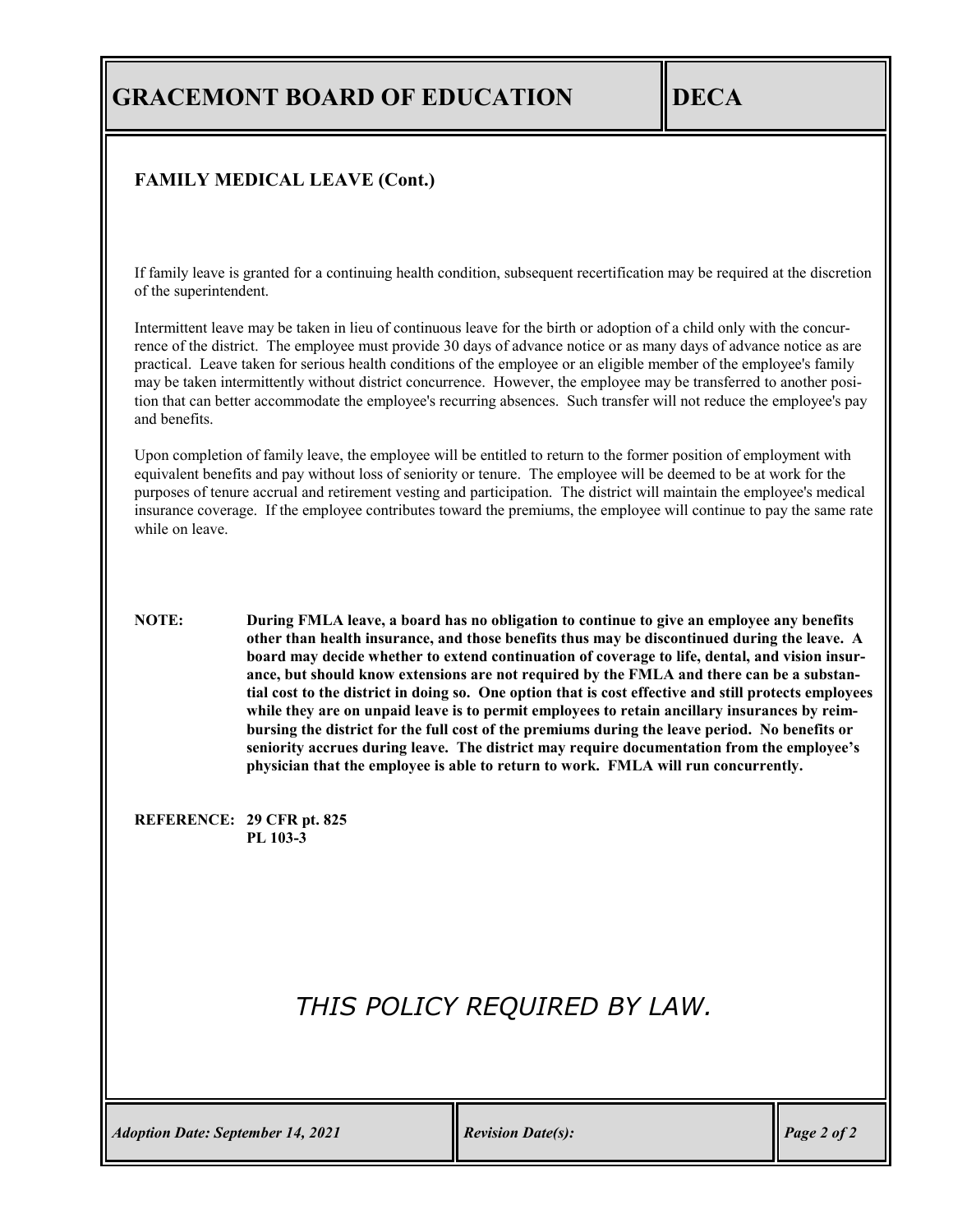## FAMILY MEDICAL LEAVE (Cont.)

If family leave is granted for a continuing health condition, subsequent recertification may be required at the discretion of the superintendent.

Intermittent leave may be taken in lieu of continuous leave for the birth or adoption of a child only with the concurrence of the district. The employee must provide 30 days of advance notice or as many days of advance notice as are practical. Leave taken for serious health conditions of the employee or an eligible member of the employee's family may be taken intermittently without district concurrence. However, the employee may be transferred to another position that can better accommodate the employee's recurring absences. Such transfer will not reduce the employee's pay and benefits.

Upon completion of family leave, the employee will be entitled to return to the former position of employment with equivalent benefits and pay without loss of seniority or tenure. The employee will be deemed to be at work for the purposes of tenure accrual and retirement vesting and participation. The district will maintain the employee's medical insurance coverage. If the employee contributes toward the premiums, the employee will continue to pay the same rate while on leave.

**NOTE:** **During FMLA leave, a board has no obligation to continue to give an employee any benefits other than health insurance, and those benefits thus may be discontinued during the leave. A board may decide whether to extend continuation of coverage to life, dental, and vision insurance, but should know extensions are not required by the FMLA and there can be a substantial cost to the district in doing so. One option that is cost effective and still protects employees while they are on unpaid leave is to permit employees to retain ancillary insurances by reimbursing the district for the full cost of the premiums during the leave period. No benefits or seniority accrues during leave. The district may require documentation from the employee's physician that the employee is able to return to work. FMLA will run concurrently.**

**REFERENCE:** **29 CFR pt. 825**
**PL 103-3**

*THIS POLICY REQUIRED BY LAW.*

*Adoption Date: September 14, 2021* | *Revision Date(s):*